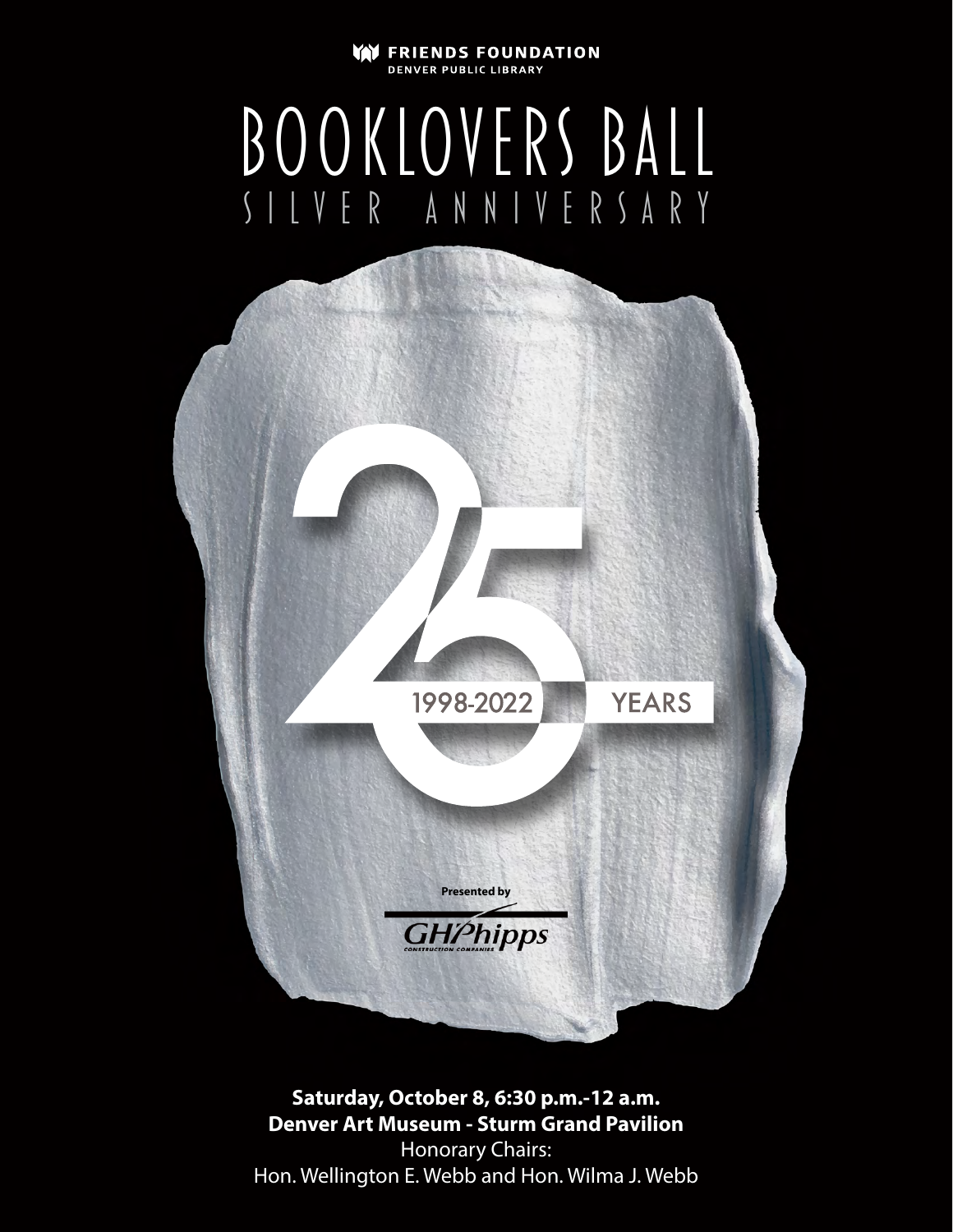FRIENDS FOUNDATION
DENVER PUBLIC LIBRARY

# BOOKLOVERS BALL

## SILVER ANNIVERSARY

25

1998-2022 YEARS

Presented by

GH Phipps
CONSTRUCTION COMPANIES

**Saturday, October 8, 6:30 p.m.-12 a.m.**
**Denver Art Museum - Sturm Grand Pavilion**
Honorary Chairs:
Hon. Wellington E. Webb and Hon. Wilma J. Webb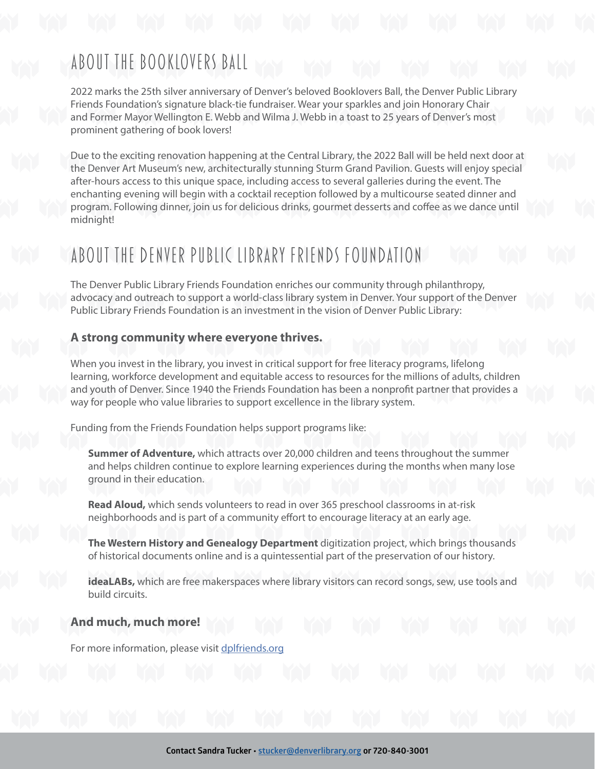# ABOUT THE BOOKLOVERS BALL

2022 marks the 25th silver anniversary of Denver's beloved Booklovers Ball, the Denver Public Library Friends Foundation's signature black-tie fundraiser. Wear your sparkles and join Honorary Chair and Former Mayor Wellington E. Webb and Wilma J. Webb in a toast to 25 years of Denver's most prominent gathering of book lovers!

Due to the exciting renovation happening at the Central Library, the 2022 Ball will be held next door at the Denver Art Museum's new, architecturally stunning Sturm Grand Pavilion. Guests will enjoy special after-hours access to this unique space, including access to several galleries during the event. The enchanting evening will begin with a cocktail reception followed by a multicourse seated dinner and program. Following dinner, join us for delicious drinks, gourmet desserts and coffee as we dance until midnight!

# ABOUT THE DENVER PUBLIC LIBRARY FRIENDS FOUNDATION

The Denver Public Library Friends Foundation enriches our community through philanthropy, advocacy and outreach to support a world-class library system in Denver. Your support of the Denver Public Library Friends Foundation is an investment in the vision of Denver Public Library:

**A strong community where everyone thrives.**

When you invest in the library, you invest in critical support for free literacy programs, lifelong learning, workforce development and equitable access to resources for the millions of adults, children and youth of Denver. Since 1940 the Friends Foundation has been a nonprofit partner that provides a way for people who value libraries to support excellence in the library system.

Funding from the Friends Foundation helps support programs like:

**Summer of Adventure,** which attracts over 20,000 children and teens throughout the summer and helps children continue to explore learning experiences during the months when many lose ground in their education.

**Read Aloud,** which sends volunteers to read in over 365 preschool classrooms in at-risk neighborhoods and is part of a community effort to encourage literacy at an early age.

**The Western History and Genealogy Department** digitization project, which brings thousands of historical documents online and is a quintessential part of the preservation of our history.

**ideaLABs,** which are free makerspaces where library visitors can record songs, sew, use tools and build circuits.

**And much, much more!**

For more information, please visit [dplfriends.org](dplfriends.org)

Contact Sandra Tucker • stucker@denverlibrary.org or 720-840-3001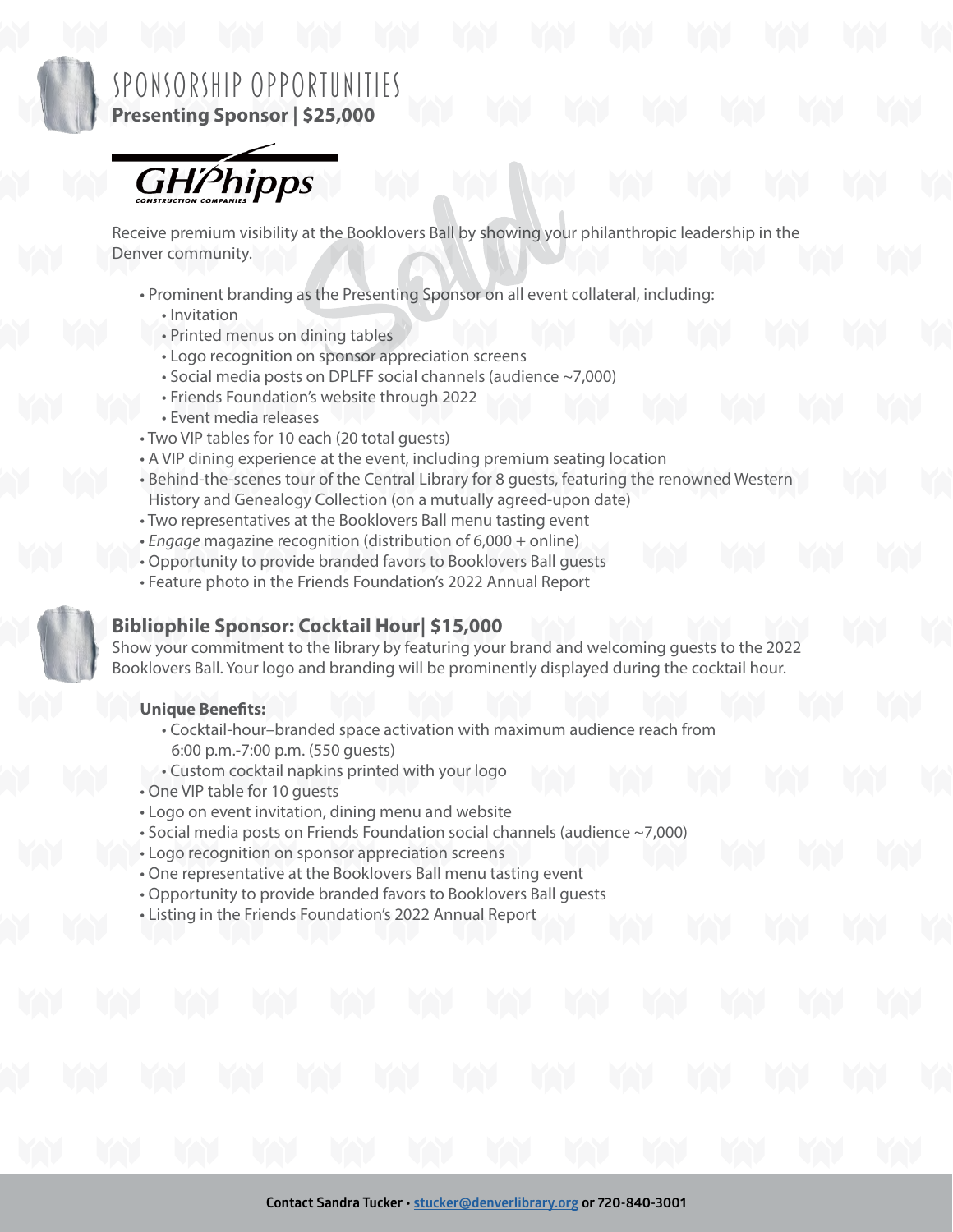# SPONSORSHIP OPPORTUNITIES

**Presenting Sponsor | $25,000**

GH Phipps Construction Companies

Sold

Receive premium visibility at the Booklovers Ball by showing your philanthropic leadership in the Denver community.

- Prominent branding as the Presenting Sponsor on all event collateral, including:
  - Invitation
  - Printed menus on dining tables
  - Logo recognition on sponsor appreciation screens
  - Social media posts on DPLFF social channels (audience ~7,000)
  - Friends Foundation's website through 2022
  - Event media releases
- Two VIP tables for 10 each (20 total guests)
- A VIP dining experience at the event, including premium seating location
- Behind-the-scenes tour of the Central Library for 8 guests, featuring the renowned Western History and Genealogy Collection (on a mutually agreed-upon date)
- Two representatives at the Booklovers Ball menu tasting event
- *Engage* magazine recognition (distribution of 6,000 + online)
- Opportunity to provide branded favors to Booklovers Ball guests
- Feature photo in the Friends Foundation's 2022 Annual Report

## Bibliophile Sponsor: Cocktail Hour| $15,000

Show your commitment to the library by featuring your brand and welcoming guests to the 2022 Booklovers Ball. Your logo and branding will be prominently displayed during the cocktail hour.

**Unique Benefits:**

- Cocktail-hour–branded space activation with maximum audience reach from 6:00 p.m.-7:00 p.m. (550 guests)
- Custom cocktail napkins printed with your logo
- One VIP table for 10 guests
- Logo on event invitation, dining menu and website
- Social media posts on Friends Foundation social channels (audience ~7,000)
- Logo recognition on sponsor appreciation screens
- One representative at the Booklovers Ball menu tasting event
- Opportunity to provide branded favors to Booklovers Ball guests
- Listing in the Friends Foundation's 2022 Annual Report

Contact Sandra Tucker • stucker@denverlibrary.org or 720-840-3001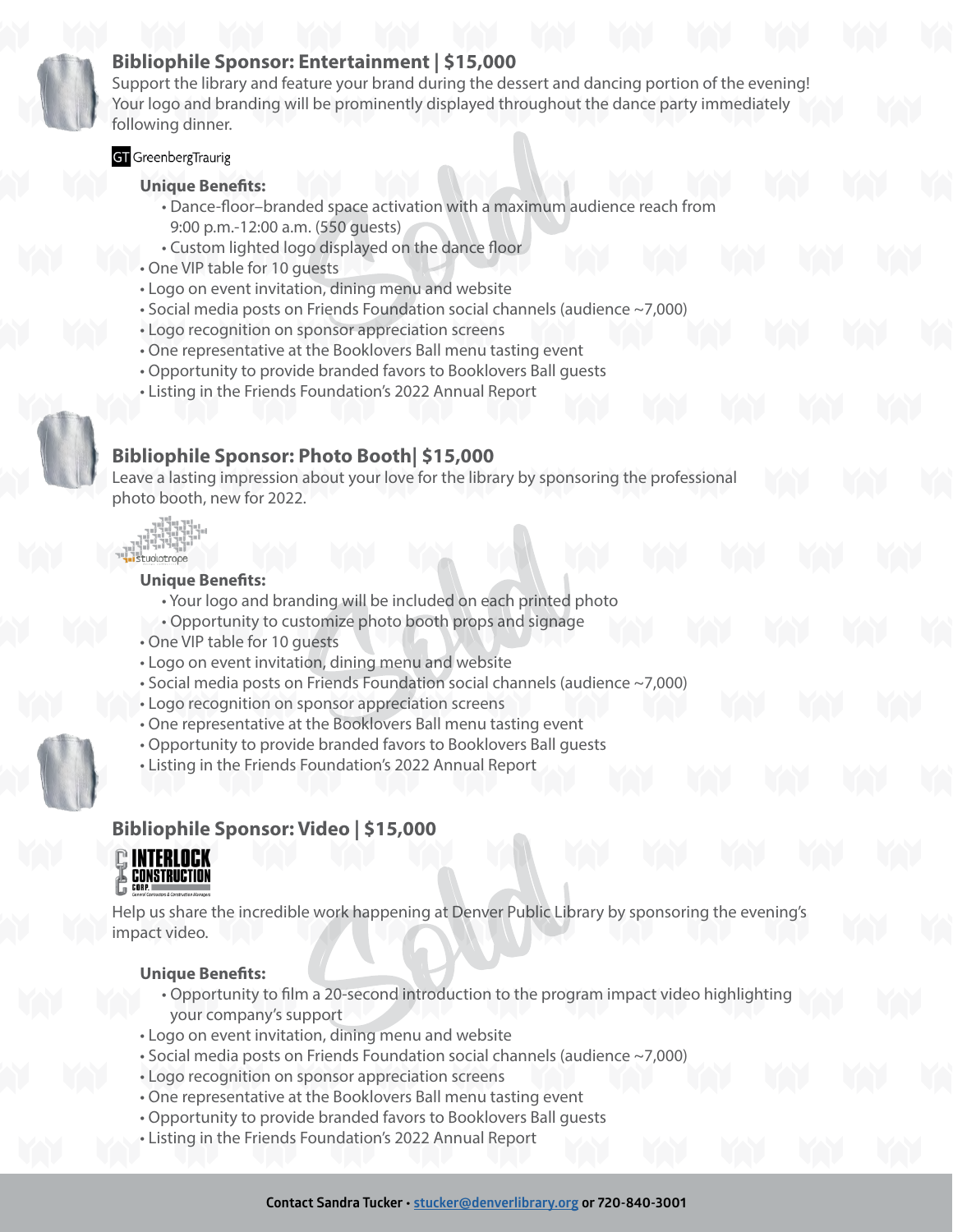## Bibliophile Sponsor: Entertainment | $15,000

Support the library and feature your brand during the dessert and dancing portion of the evening! Your logo and branding will be prominently displayed throughout the dance party immediately following dinner.

GreenbergTraurig

Sold

**Unique Benefits:**

- Dance-floor–branded space activation with a maximum audience reach from 9:00 p.m.-12:00 a.m. (550 guests)
- Custom lighted logo displayed on the dance floor
- One VIP table for 10 guests
- Logo on event invitation, dining menu and website
- Social media posts on Friends Foundation social channels (audience ~7,000)
- Logo recognition on sponsor appreciation screens
- One representative at the Booklovers Ball menu tasting event
- Opportunity to provide branded favors to Booklovers Ball guests
- Listing in the Friends Foundation's 2022 Annual Report

## Bibliophile Sponsor: Photo Booth| $15,000

Leave a lasting impression about your love for the library by sponsoring the professional photo booth, new for 2022.

studiotrope

Sold

**Unique Benefits:**

- Your logo and branding will be included on each printed photo
- Opportunity to customize photo booth props and signage
- One VIP table for 10 guests
- Logo on event invitation, dining menu and website
- Social media posts on Friends Foundation social channels (audience ~7,000)
- Logo recognition on sponsor appreciation screens
- One representative at the Booklovers Ball menu tasting event
- Opportunity to provide branded favors to Booklovers Ball guests
- Listing in the Friends Foundation's 2022 Annual Report

## Bibliophile Sponsor: Video | $15,000

Interlock Construction Corp.

Help us share the incredible work happening at Denver Public Library by sponsoring the evening's impact video.

Sold

**Unique Benefits:**

- Opportunity to film a 20-second introduction to the program impact video highlighting your company's support
- Logo on event invitation, dining menu and website
- Social media posts on Friends Foundation social channels (audience ~7,000)
- Logo recognition on sponsor appreciation screens
- One representative at the Booklovers Ball menu tasting event
- Opportunity to provide branded favors to Booklovers Ball guests
- Listing in the Friends Foundation's 2022 Annual Report

**Contact Sandra Tucker • stucker@denverlibrary.org or 720-840-3001**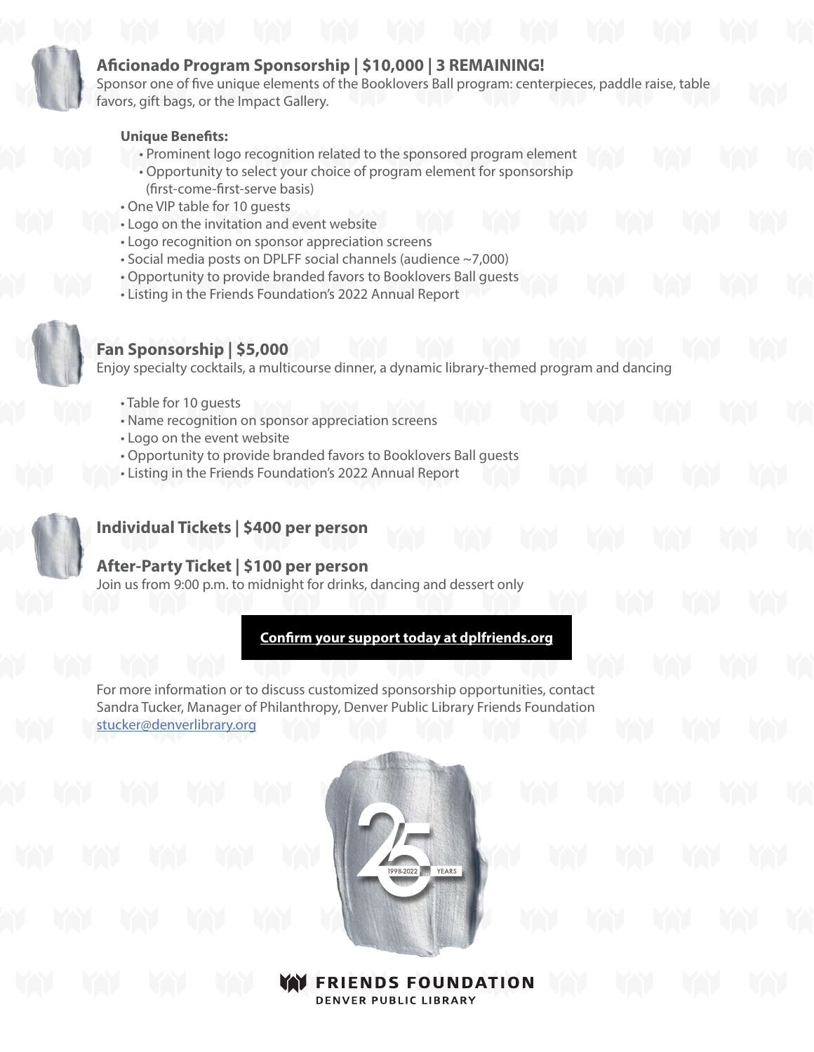### Aficionado Program Sponsorship | $10,000 | 3 REMAINING!

Sponsor one of five unique elements of the Booklovers Ball program: centerpieces, paddle raise, table favors, gift bags, or the Impact Gallery.

**Unique Benefits:**

- Prominent logo recognition related to the sponsored program element
- Opportunity to select your choice of program element for sponsorship (first-come-first-serve basis)

- One VIP table for 10 guests
- Logo on the invitation and event website
- Logo recognition on sponsor appreciation screens
- Social media posts on DPLFF social channels (audience ~7,000)
- Opportunity to provide branded favors to Booklovers Ball guests
- Listing in the Friends Foundation's 2022 Annual Report

### Fan Sponsorship | $5,000

Enjoy specialty cocktails, a multicourse dinner, a dynamic library-themed program and dancing

- Table for 10 guests
- Name recognition on sponsor appreciation screens
- Logo on the event website
- Opportunity to provide branded favors to Booklovers Ball guests
- Listing in the Friends Foundation's 2022 Annual Report

### Individual Tickets | $400 per person

### After-Party Ticket | $100 per person

Join us from 9:00 p.m. to midnight for drinks, dancing and dessert only

**Confirm your support today at dplfriends.org**

For more information or to discuss customized sponsorship opportunities, contact Sandra Tucker, Manager of Philanthropy, Denver Public Library Friends Foundation
stucker@denverlibrary.org

25 1998-2022 YEARS

FRIENDS FOUNDATION
DENVER PUBLIC LIBRARY